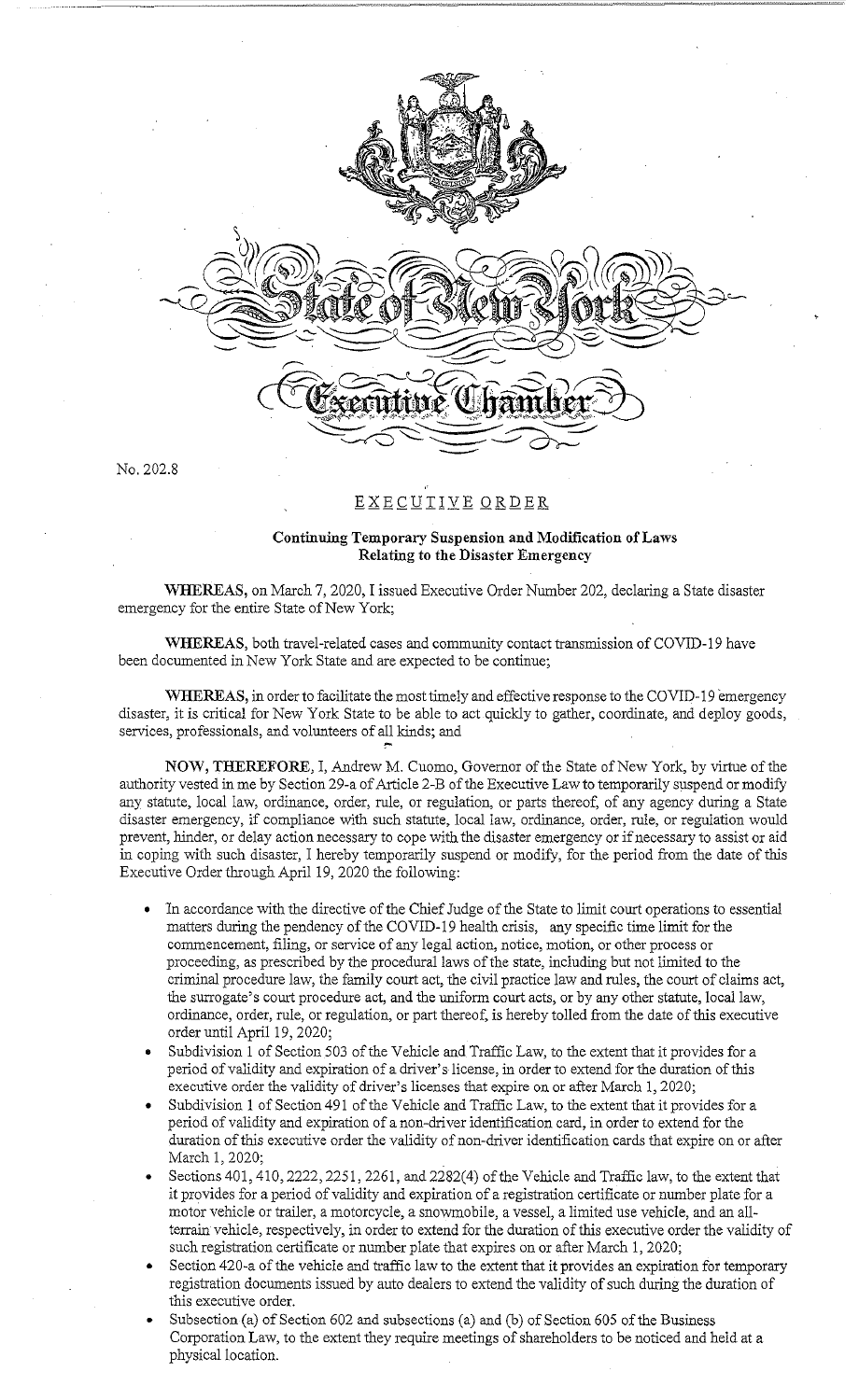State of New York

Executive Chamber

No. 202.8

## EXECUTIVE ORDER

### Continuing Temporary Suspension and Modification of Laws Relating to the Disaster Emergency

**WHEREAS,** on March 7, 2020, I issued Executive Order Number 202, declaring a State disaster emergency for the entire State of New York;

**WHEREAS,** both travel-related cases and community contact transmission of COVID-19 have been documented in New York State and are expected to be continue;

**WHEREAS,** in order to facilitate the most timely and effective response to the COVID-19 emergency disaster, it is critical for New York State to be able to act quickly to gather, coordinate, and deploy goods, services, professionals, and volunteers of all kinds; and

**NOW, THEREFORE,** I, Andrew M. Cuomo, Governor of the State of New York, by virtue of the authority vested in me by Section 29-a of Article 2-B of the Executive Law to temporarily suspend or modify any statute, local law, ordinance, order, rule, or regulation, or parts thereof, of any agency during a State disaster emergency, if compliance with such statute, local law, ordinance, order, rule, or regulation would prevent, hinder, or delay action necessary to cope with the disaster emergency or if necessary to assist or aid in coping with such disaster, I hereby temporarily suspend or modify, for the period from the date of this Executive Order through April 19, 2020 the following:

- In accordance with the directive of the Chief Judge of the State to limit court operations to essential matters during the pendency of the COVID-19 health crisis, any specific time limit for the commencement, filing, or service of any legal action, notice, motion, or other process or proceeding, as prescribed by the procedural laws of the state, including but not limited to the criminal procedure law, the family court act, the civil practice law and rules, the court of claims act, the surrogate's court procedure act, and the uniform court acts, or by any other statute, local law, ordinance, order, rule, or regulation, or part thereof, is hereby tolled from the date of this executive order until April 19, 2020;
- Subdivision 1 of Section 503 of the Vehicle and Traffic Law, to the extent that it provides for a period of validity and expiration of a driver's license, in order to extend for the duration of this executive order the validity of driver's licenses that expire on or after March 1, 2020;
- Subdivision 1 of Section 491 of the Vehicle and Traffic Law, to the extent that it provides for a period of validity and expiration of a non-driver identification card, in order to extend for the duration of this executive order the validity of non-driver identification cards that expire on or after March 1, 2020;
- Sections 401, 410, 2222, 2251, 2261, and 2282(4) of the Vehicle and Traffic law, to the extent that it provides for a period of validity and expiration of a registration certificate or number plate for a motor vehicle or trailer, a motorcycle, a snowmobile, a vessel, a limited use vehicle, and an all-terrain vehicle, respectively, in order to extend for the duration of this executive order the validity of such registration certificate or number plate that expires on or after March 1, 2020;
- Section 420-a of the vehicle and traffic law to the extent that it provides an expiration for temporary registration documents issued by auto dealers to extend the validity of such during the duration of this executive order.
- Subsection (a) of Section 602 and subsections (a) and (b) of Section 605 of the Business Corporation Law, to the extent they require meetings of shareholders to be noticed and held at a physical location.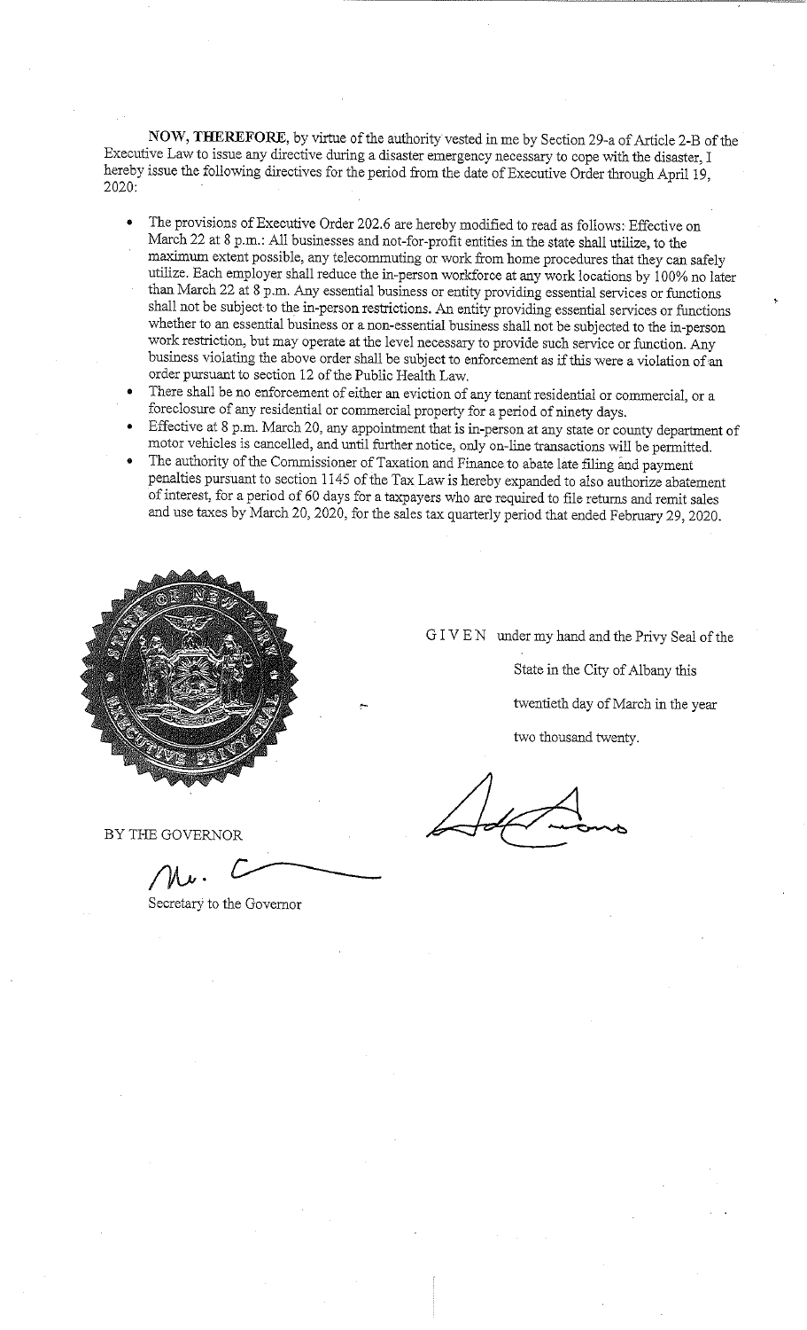**NOW, THEREFORE**, by virtue of the authority vested in me by Section 29-a of Article 2-B of the Executive Law to issue any directive during a disaster emergency necessary to cope with the disaster, I hereby issue the following directives for the period from the date of Executive Order through April 19, 2020:

- The provisions of Executive Order 202.6 are hereby modified to read as follows: Effective on March 22 at 8 p.m.: All businesses and not-for-profit entities in the state shall utilize, to the maximum extent possible, any telecommuting or work from home procedures that they can safely utilize. Each employer shall reduce the in-person workforce at any work locations by 100% no later than March 22 at 8 p.m. Any essential business or entity providing essential services or functions shall not be subject to the in-person restrictions. An entity providing essential services or functions whether to an essential business or a non-essential business shall not be subjected to the in-person work restriction, but may operate at the level necessary to provide such service or function. Any business violating the above order shall be subject to enforcement as if this were a violation of an order pursuant to section 12 of the Public Health Law.
- There shall be no enforcement of either an eviction of any tenant residential or commercial, or a foreclosure of any residential or commercial property for a period of ninety days.
- Effective at 8 p.m. March 20, any appointment that is in-person at any state or county department of motor vehicles is cancelled, and until further notice, only on-line transactions will be permitted.
- The authority of the Commissioner of Taxation and Finance to abate late filing and payment penalties pursuant to section 1145 of the Tax Law is hereby expanded to also authorize abatement of interest, for a period of 60 days for a taxpayers who are required to file returns and remit sales and use taxes by March 20, 2020, for the sales tax quarterly period that ended February 29, 2020.

G I V E N under my hand and the Privy Seal of the State in the City of Albany this twentieth day of March in the year two thousand twenty.

BY THE GOVERNOR

Secretary to the Governor